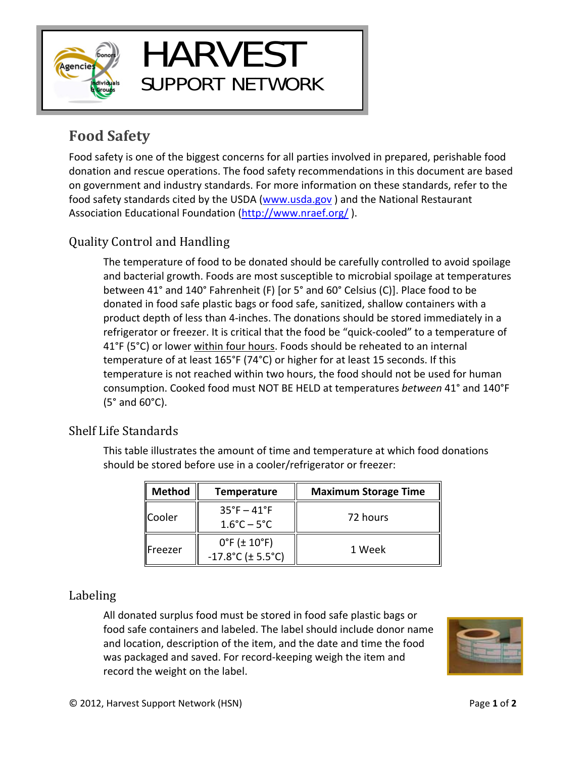# HARVEST
## SUPPORT NETWORK

## Food Safety

Food safety is one of the biggest concerns for all parties involved in prepared, perishable food donation and rescue operations. The food safety recommendations in this document are based on government and industry standards. For more information on these standards, refer to the food safety standards cited by the USDA (www.usda.gov ) and the National Restaurant Association Educational Foundation (http://www.nraef.org/ ).

### Quality Control and Handling

The temperature of food to be donated should be carefully controlled to avoid spoilage and bacterial growth. Foods are most susceptible to microbial spoilage at temperatures between 41° and 140° Fahrenheit (F) [or 5° and 60° Celsius (C)]. Place food to be donated in food safe plastic bags or food safe, sanitized, shallow containers with a product depth of less than 4-inches. The donations should be stored immediately in a refrigerator or freezer. It is critical that the food be "quick-cooled" to a temperature of 41°F (5°C) or lower within four hours. Foods should be reheated to an internal temperature of at least 165°F (74°C) or higher for at least 15 seconds. If this temperature is not reached within two hours, the food should not be used for human consumption. Cooked food must NOT BE HELD at temperatures *between* 41° and 140°F (5° and 60°C).

### Shelf Life Standards

This table illustrates the amount of time and temperature at which food donations should be stored before use in a cooler/refrigerator or freezer:

| Method | Temperature | Maximum Storage Time |
|---|---|---|
| Cooler | 35°F – 41°F<br>1.6°C – 5°C | 72 hours |
| Freezer | 0°F (± 10°F)<br>-17.8°C (± 5.5°C) | 1 Week |

### Labeling

All donated surplus food must be stored in food safe plastic bags or food safe containers and labeled. The label should include donor name and location, description of the item, and the date and time the food was packaged and saved. For record-keeping weigh the item and record the weight on the label.

© 2012, Harvest Support Network (HSN)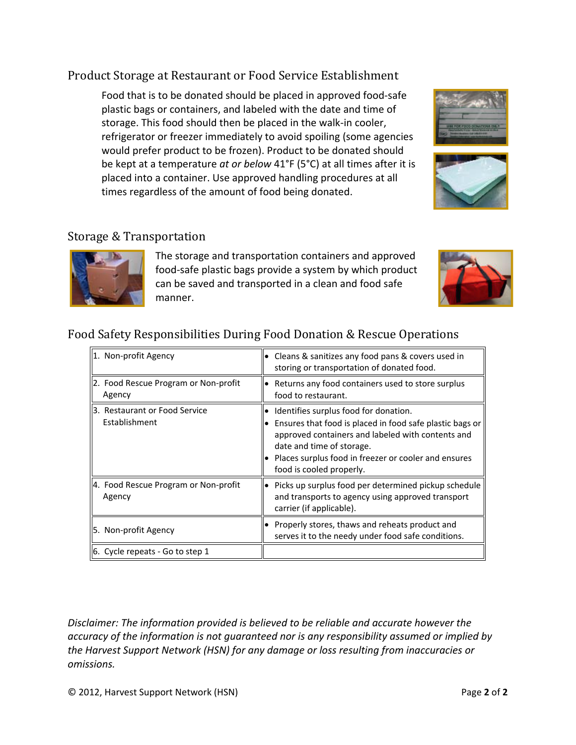## Product Storage at Restaurant or Food Service Establishment

Food that is to be donated should be placed in approved food-safe plastic bags or containers, and labeled with the date and time of storage. This food should then be placed in the walk-in cooler, refrigerator or freezer immediately to avoid spoiling (some agencies would prefer product to be frozen). Product to be donated should be kept at a temperature *at or below* 41°F (5°C) at all times after it is placed into a container. Use approved handling procedures at all times regardless of the amount of food being donated.

## Storage & Transportation

The storage and transportation containers and approved food-safe plastic bags provide a system by which product can be saved and transported in a clean and food safe manner.

## Food Safety Responsibilities During Food Donation & Rescue Operations

| | |
|---|---|
| 1. Non-profit Agency | • Cleans & sanitizes any food pans & covers used in storing or transportation of donated food. |
| 2. Food Rescue Program or Non-profit Agency | • Returns any food containers used to store surplus food to restaurant. |
| 3. Restaurant or Food Service Establishment | • Identifies surplus food for donation.<br>• Ensures that food is placed in food safe plastic bags or approved containers and labeled with contents and date and time of storage.<br>• Places surplus food in freezer or cooler and ensures food is cooled properly. |
| 4. Food Rescue Program or Non-profit Agency | • Picks up surplus food per determined pickup schedule and transports to agency using approved transport carrier (if applicable). |
| 5. Non-profit Agency | • Properly stores, thaws and reheats product and serves it to the needy under food safe conditions. |
| 6. Cycle repeats - Go to step 1 | |

*Disclaimer: The information provided is believed to be reliable and accurate however the accuracy of the information is not guaranteed nor is any responsibility assumed or implied by the Harvest Support Network (HSN) for any damage or loss resulting from inaccuracies or omissions.*

© 2012, Harvest Support Network (HSN)